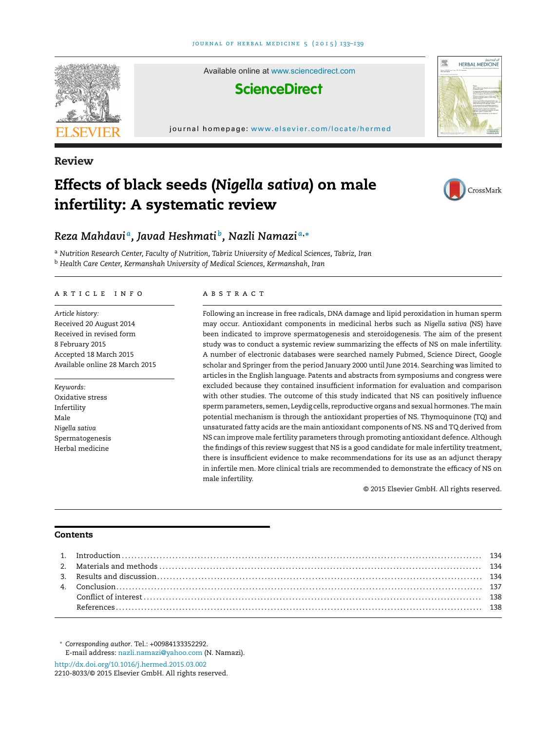Review

# Effects of black seeds (*Nigella sativa*) on male infertility: A systematic review

*Reza Mahdavi*[a], *Javad Heshmati*[b], *Nazli Namazi*[a,*]

[a] *Nutrition Research Center, Faculty of Nutrition, Tabriz University of Medical Sciences, Tabriz, Iran*
[b] *Health Care Center, Kermanshah University of Medical Sciences, Kermanshah, Iran*

## ARTICLE INFO

*Article history:*
Received 20 August 2014
Received in revised form
8 February 2015
Accepted 18 March 2015
Available online 28 March 2015

*Keywords:*
Oxidative stress
Infertility
Male
*Nigella sativa*
Spermatogenesis
Herbal medicine

## ABSTRACT

Following an increase in free radicals, DNA damage and lipid peroxidation in human sperm may occur. Antioxidant components in medicinal herbs such as *Nigella sativa* (NS) have been indicated to improve spermatogenesis and steroidogenesis. The aim of the present study was to conduct a systemic review summarizing the effects of NS on male infertility. A number of electronic databases were searched namely Pubmed, Science Direct, Google scholar and Springer from the period January 2000 until June 2014. Searching was limited to articles in the English language. Patents and abstracts from symposiums and congress were excluded because they contained insufficient information for evaluation and comparison with other studies. The outcome of this study indicated that NS can positively influence sperm parameters, semen, Leydig cells, reproductive organs and sexual hormones. The main potential mechanism is through the antioxidant properties of NS. Thymoquinone (TQ) and unsaturated fatty acids are the main antioxidant components of NS. NS and TQ derived from NS can improve male fertility parameters through promoting antioxidant defence. Although the findings of this review suggest that NS is a good candidate for male infertility treatment, there is insufficient evidence to make recommendations for its use as an adjunct therapy in infertile men. More clinical trials are recommended to demonstrate the efficacy of NS on male infertility.

© 2015 Elsevier GmbH. All rights reserved.

## Contents

1. Introduction ..... 134
2. Materials and methods ..... 134
3. Results and discussion ..... 134
4. Conclusion ..... 137

Conflict of interest ..... 138
References ..... 138

\* *Corresponding author*. Tel.: +00984133352292.
E-mail address: nazli.namazi@yahoo.com (N. Namazi).

http://dx.doi.org/10.1016/j.hermed.2015.03.002
2210-8033/© 2015 Elsevier GmbH. All rights reserved.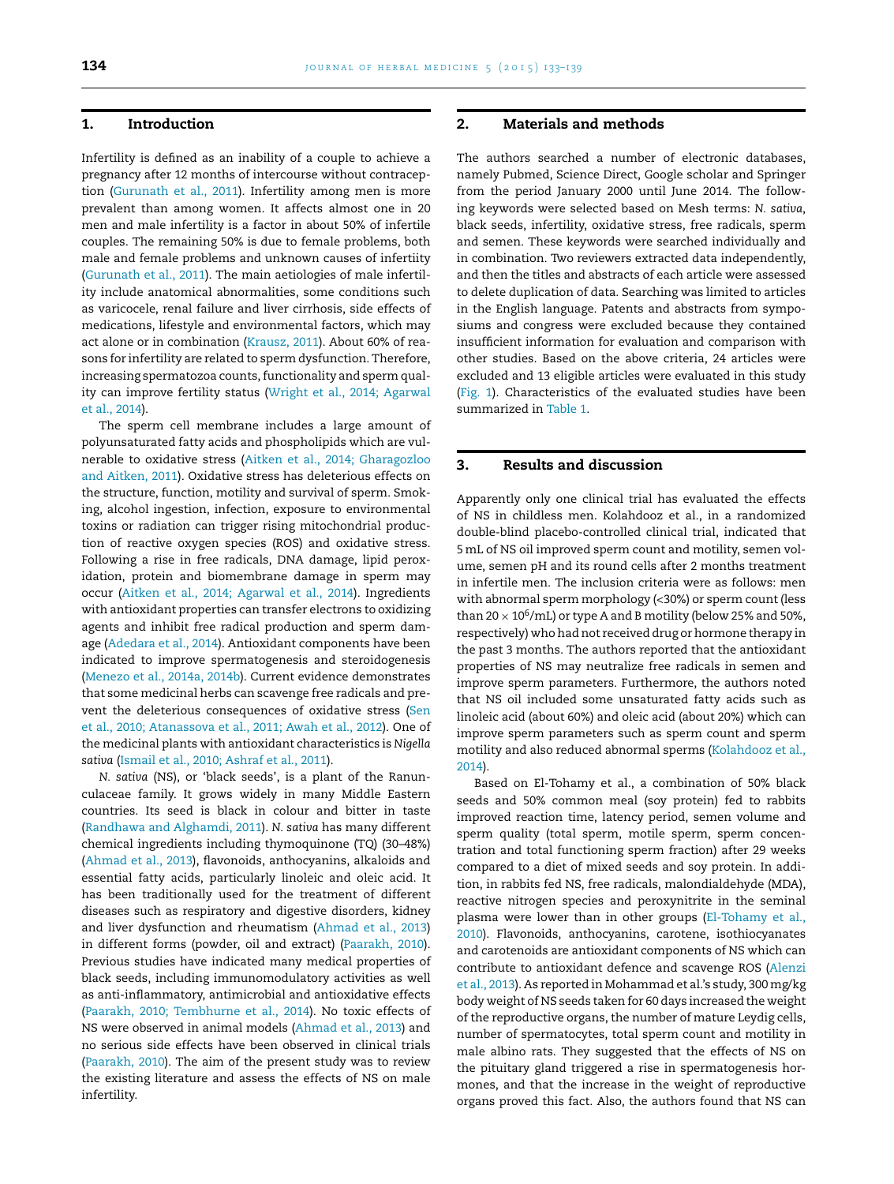## 1. Introduction

Infertility is defined as an inability of a couple to achieve a pregnancy after 12 months of intercourse without contraception (Gurunath et al., 2011). Infertility among men is more prevalent than among women. It affects almost one in 20 men and male infertility is a factor in about 50% of infertile couples. The remaining 50% is due to female problems, both male and female problems and unknown causes of infertiity (Gurunath et al., 2011). The main aetiologies of male infertility include anatomical abnormalities, some conditions such as varicocele, renal failure and liver cirrhosis, side effects of medications, lifestyle and environmental factors, which may act alone or in combination (Krausz, 2011). About 60% of reasons for infertility are related to sperm dysfunction. Therefore, increasing spermatozoa counts, functionality and sperm quality can improve fertility status (Wright et al., 2014; Agarwal et al., 2014).

The sperm cell membrane includes a large amount of polyunsaturated fatty acids and phospholipids which are vulnerable to oxidative stress (Aitken et al., 2014; Gharagozloo and Aitken, 2011). Oxidative stress has deleterious effects on the structure, function, motility and survival of sperm. Smoking, alcohol ingestion, infection, exposure to environmental toxins or radiation can trigger rising mitochondrial production of reactive oxygen species (ROS) and oxidative stress. Following a rise in free radicals, DNA damage, lipid peroxidation, protein and biomembrane damage in sperm may occur (Aitken et al., 2014; Agarwal et al., 2014). Ingredients with antioxidant properties can transfer electrons to oxidizing agents and inhibit free radical production and sperm damage (Adedara et al., 2014). Antioxidant components have been indicated to improve spermatogenesis and steroidogenesis (Menezo et al., 2014a, 2014b). Current evidence demonstrates that some medicinal herbs can scavenge free radicals and prevent the deleterious consequences of oxidative stress (Sen et al., 2010; Atanassova et al., 2011; Awah et al., 2012). One of the medicinal plants with antioxidant characteristics is *Nigella sativa* (Ismail et al., 2010; Ashraf et al., 2011).

*N. sativa* (NS), or 'black seeds', is a plant of the Ranunculaceae family. It grows widely in many Middle Eastern countries. Its seed is black in colour and bitter in taste (Randhawa and Alghamdi, 2011). *N. sativa* has many different chemical ingredients including thymoquinone (TQ) (30–48%) (Ahmad et al., 2013), flavonoids, anthocyanins, alkaloids and essential fatty acids, particularly linoleic and oleic acid. It has been traditionally used for the treatment of different diseases such as respiratory and digestive disorders, kidney and liver dysfunction and rheumatism (Ahmad et al., 2013) in different forms (powder, oil and extract) (Paarakh, 2010). Previous studies have indicated many medical properties of black seeds, including immunomodulatory activities as well as anti-inflammatory, antimicrobial and antioxidative effects (Paarakh, 2010; Tembhurne et al., 2014). No toxic effects of NS were observed in animal models (Ahmad et al., 2013) and no serious side effects have been observed in clinical trials (Paarakh, 2010). The aim of the present study was to review the existing literature and assess the effects of NS on male infertility.

## 2. Materials and methods

The authors searched a number of electronic databases, namely Pubmed, Science Direct, Google scholar and Springer from the period January 2000 until June 2014. The following keywords were selected based on Mesh terms: *N. sativa*, black seeds, infertility, oxidative stress, free radicals, sperm and semen. These keywords were searched individually and in combination. Two reviewers extracted data independently, and then the titles and abstracts of each article were assessed to delete duplication of data. Searching was limited to articles in the English language. Patents and abstracts from symposiums and congress were excluded because they contained insufficient information for evaluation and comparison with other studies. Based on the above criteria, 24 articles were excluded and 13 eligible articles were evaluated in this study (Fig. 1). Characteristics of the evaluated studies have been summarized in Table 1.

## 3. Results and discussion

Apparently only one clinical trial has evaluated the effects of NS in childless men. Kolahdooz et al., in a randomized double-blind placebo-controlled clinical trial, indicated that 5 mL of NS oil improved sperm count and motility, semen volume, semen pH and its round cells after 2 months treatment in infertile men. The inclusion criteria were as follows: men with abnormal sperm morphology (<30%) or sperm count (less than $20 \times 10^6$/mL) or type A and B motility (below 25% and 50%, respectively) who had not received drug or hormone therapy in the past 3 months. The authors reported that the antioxidant properties of NS may neutralize free radicals in semen and improve sperm parameters. Furthermore, the authors noted that NS oil included some unsaturated fatty acids such as linoleic acid (about 60%) and oleic acid (about 20%) which can improve sperm parameters such as sperm count and sperm motility and also reduced abnormal sperms (Kolahdooz et al., 2014).

Based on El-Tohamy et al., a combination of 50% black seeds and 50% common meal (soy protein) fed to rabbits improved reaction time, latency period, semen volume and sperm quality (total sperm, motile sperm, sperm concentration and total functioning sperm fraction) after 29 weeks compared to a diet of mixed seeds and soy protein. In addition, in rabbits fed NS, free radicals, malondialdehyde (MDA), reactive nitrogen species and peroxynitrite in the seminal plasma were lower than in other groups (El-Tohamy et al., 2010). Flavonoids, anthocyanins, carotene, isothiocyanates and carotenoids are antioxidant components of NS which can contribute to antioxidant defence and scavenge ROS (Alenzi et al., 2013). As reported in Mohammad et al.'s study, 300 mg/kg body weight of NS seeds taken for 60 days increased the weight of the reproductive organs, the number of mature Leydig cells, number of spermatocytes, total sperm count and motility in male albino rats. They suggested that the effects of NS on the pituitary gland triggered a rise in spermatogenesis hormones, and that the increase in the weight of reproductive organs proved this fact. Also, the authors found that NS can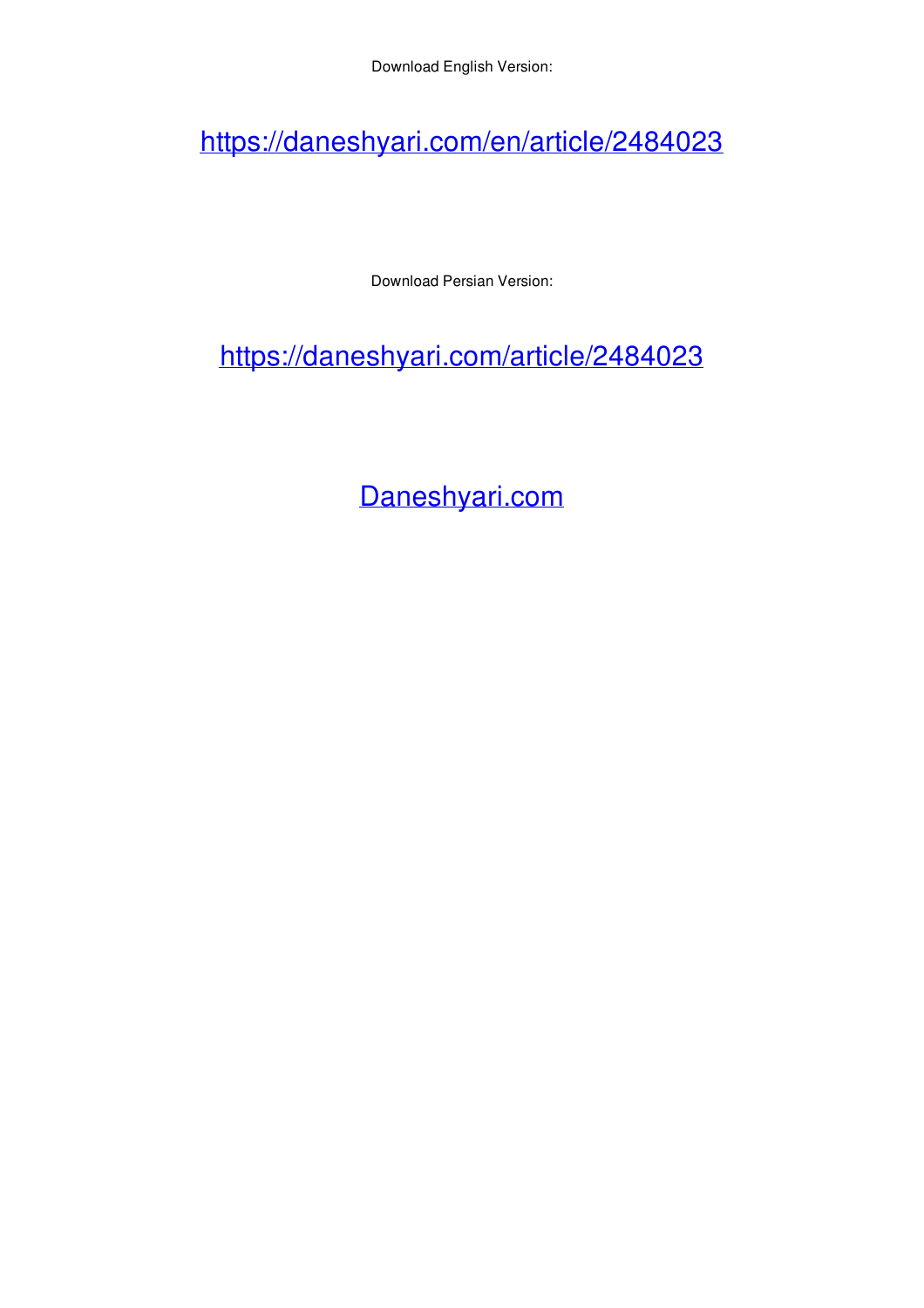Download English Version:

https://daneshyari.com/en/article/2484023

Download Persian Version:

https://daneshyari.com/article/2484023

Daneshyari.com